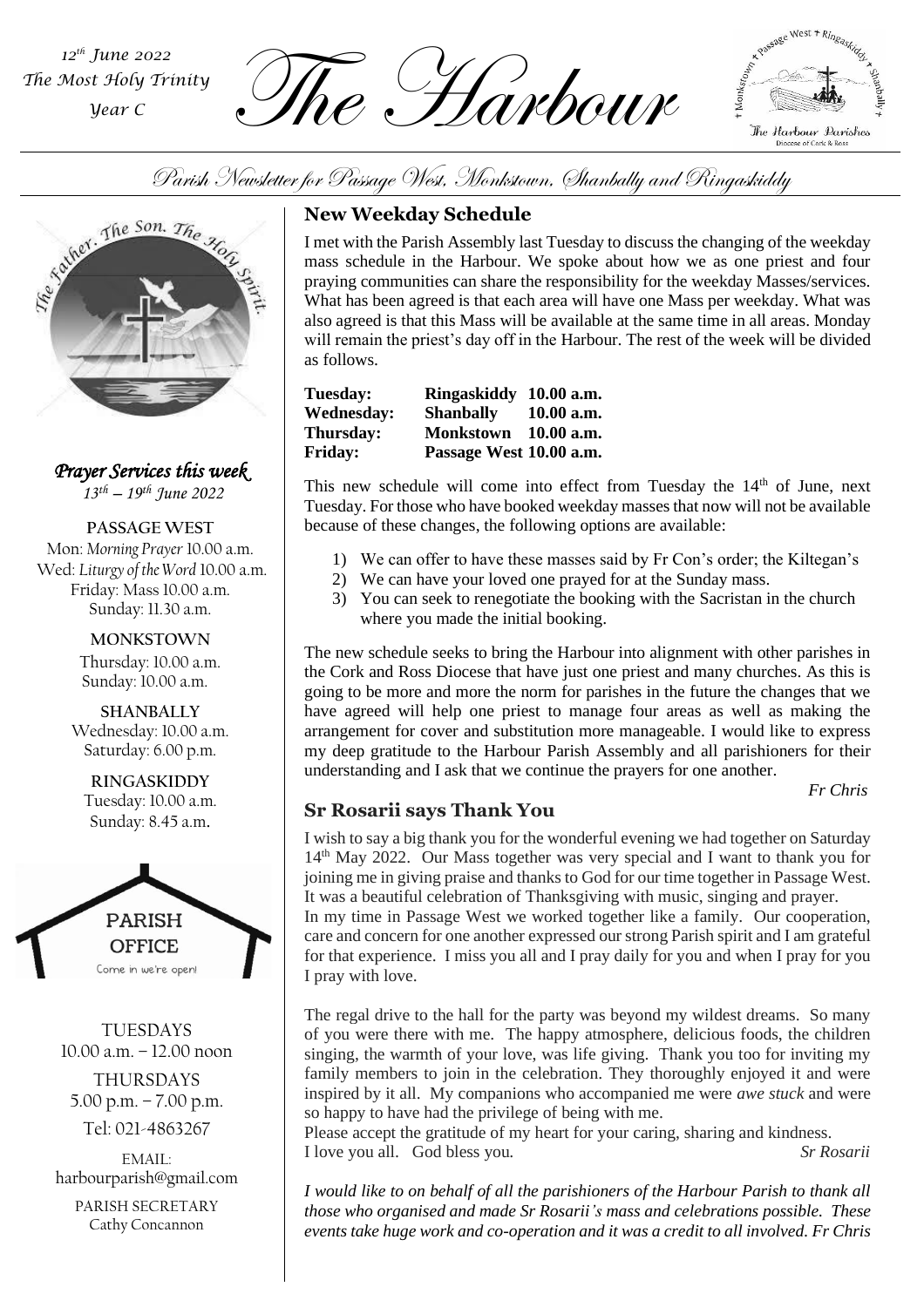*12th June 2022*
*The Most Holy Trinity*
*Year C*

# The Harbour

Parish Newsletter for Passage West, Monkstown, Shanbally and Ringaskiddy

## New Weekday Schedule

I met with the Parish Assembly last Tuesday to discuss the changing of the weekday mass schedule in the Harbour. We spoke about how we as one priest and four praying communities can share the responsibility for the weekday Masses/services. What has been agreed is that each area will have one Mass per weekday. What was also agreed is that this Mass will be available at the same time in all areas. Monday will remain the priest's day off in the Harbour. The rest of the week will be divided as follows.

| | | |
|---|---|---|
| **Tuesday:** | **Ringaskiddy** | **10.00 a.m.** |
| **Wednesday:** | **Shanbally** | **10.00 a.m.** |
| **Thursday:** | **Monkstown** | **10.00 a.m.** |
| **Friday:** | **Passage West** | **10.00 a.m.** |

This new schedule will come into effect from Tuesday the 14th of June, next Tuesday. For those who have booked weekday masses that now will not be available because of these changes, the following options are available:

1) We can offer to have these masses said by Fr Con's order; the Kiltegan's
2) We can have your loved one prayed for at the Sunday mass.
3) You can seek to renegotiate the booking with the Sacristan in the church where you made the initial booking.

The new schedule seeks to bring the Harbour into alignment with other parishes in the Cork and Ross Diocese that have just one priest and many churches. As this is going to be more and more the norm for parishes in the future the changes that we have agreed will help one priest to manage four areas as well as making the arrangement for cover and substitution more manageable. I would like to express my deep gratitude to the Harbour Parish Assembly and all parishioners for their understanding and I ask that we continue the prayers for one another.

*Fr Chris*

## Sr Rosarii says Thank You

I wish to say a big thank you for the wonderful evening we had together on Saturday 14th May 2022. Our Mass together was very special and I want to thank you for joining me in giving praise and thanks to God for our time together in Passage West. It was a beautiful celebration of Thanksgiving with music, singing and prayer.

In my time in Passage West we worked together like a family. Our cooperation, care and concern for one another expressed our strong Parish spirit and I am grateful for that experience. I miss you all and I pray daily for you and when I pray for you I pray with love.

The regal drive to the hall for the party was beyond my wildest dreams. So many of you were there with me. The happy atmosphere, delicious foods, the children singing, the warmth of your love, was life giving. Thank you for inviting my family members to join in the celebration. They thoroughly enjoyed it and were inspired by it all. My companions who accompanied me were *awe stuck* and were so happy to have had the privilege of being with me.

Please accept the gratitude of my heart for your caring, sharing and kindness.

I love you all. God bless you. *Sr Rosarii*

*I would like to on behalf of all the parishioners of the Harbour Parish to thank all those who organised and made Sr Rosarii's mass and celebrations possible. These events take huge work and co-operation and it was a credit to all involved. Fr Chris*

## *Prayer Services this week*

*13th – 19th June 2022*

**PASSAGE WEST**
Mon: *Morning Prayer* 10.00 a.m.
Wed: *Liturgy of the Word* 10.00 a.m.
Friday: Mass 10.00 a.m.
Sunday: 11.30 a.m.

**MONKSTOWN**
Thursday: 10.00 a.m.
Sunday: 10.00 a.m.

**SHANBALLY**
Wednesday: 10.00 a.m.
Saturday: 6.00 p.m.

**RINGASKIDDY**
Tuesday: 10.00 a.m.
Sunday: 8.45 a.m.

**PARISH OFFICE**
Come in we're open!

TUESDAYS
10.00 a.m. – 12.00 noon

THURSDAYS
5.00 p.m. – 7.00 p.m.

Tel: 021-4863267

EMAIL:
harbourparish@gmail.com

PARISH SECRETARY
Cathy Concannon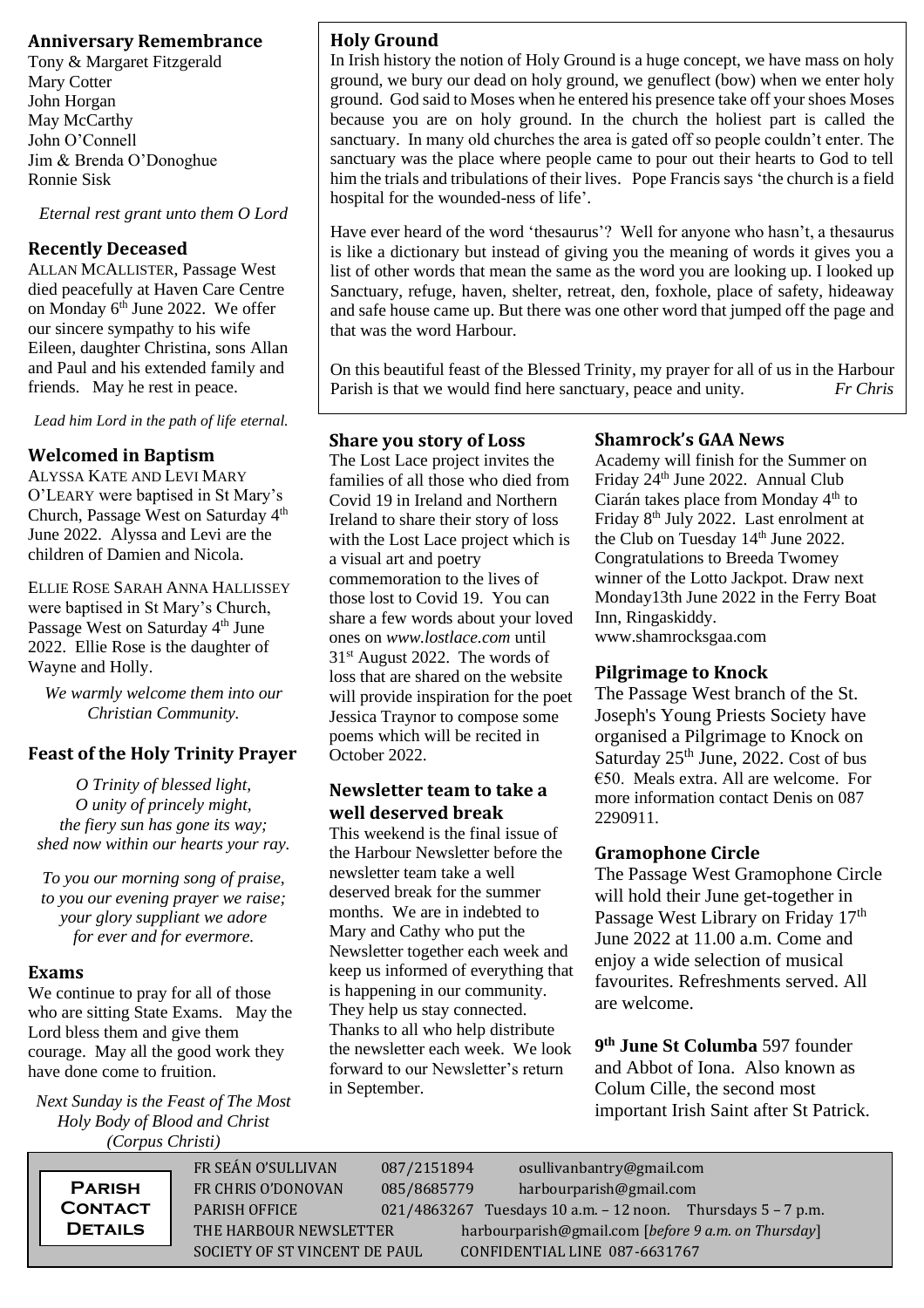## Anniversary Remembrance

Tony & Margaret Fitzgerald
Mary Cotter
John Horgan
May McCarthy
John O'Connell
Jim & Brenda O'Donoghue
Ronnie Sisk

*Eternal rest grant unto them O Lord*

## Recently Deceased

ALLAN MCALLISTER, Passage West died peacefully at Haven Care Centre on Monday 6th June 2022. We offer our sincere sympathy to his wife Eileen, daughter Christina, sons Allan and Paul and his extended family and friends. May he rest in peace.

*Lead him Lord in the path of life eternal.*

## Welcomed in Baptism

ALYSSA KATE AND LEVI MARY O'LEARY were baptised in St Mary's Church, Passage West on Saturday 4th June 2022. Alyssa and Levi are the children of Damien and Nicola.

ELLIE ROSE SARAH ANNA HALLISSEY were baptised in St Mary's Church, Passage West on Saturday 4th June 2022. Ellie Rose is the daughter of Wayne and Holly.

*We warmly welcome them into our Christian Community.*

## Feast of the Holy Trinity Prayer

*O Trinity of blessed light,*
*O unity of princely might,*
*the fiery sun has gone its way;*
*shed now within our hearts your ray.*

*To you our morning song of praise,*
*to you our evening prayer we raise;*
*your glory suppliant we adore*
*for ever and for evermore.*

## Exams

We continue to pray for all of those who are sitting State Exams. May the Lord bless them and give them courage. May all the good work they have done come to fruition.

*Next Sunday is the Feast of The Most Holy Body of Blood and Christ (Corpus Christi)*

## Holy Ground

In Irish history the notion of Holy Ground is a huge concept, we have mass on holy ground, we bury our dead on holy ground, we genuflect (bow) when we enter holy ground. God said to Moses when he entered his presence take off your shoes Moses because you are on holy ground. In the church the holiest part is called the sanctuary. In many old churches the area is gated off so people couldn't enter. The sanctuary was the place where people came to pour out their hearts to God to tell him the trials and tribulations of their lives. Pope Francis says 'the church is a field hospital for the wounded-ness of life'.

Have ever heard of the word 'thesaurus'? Well for anyone who hasn't, a thesaurus is like a dictionary but instead of giving you the meaning of words it gives you a list of other words that mean the same as the word you are looking up. I looked up Sanctuary, refuge, haven, shelter, retreat, den, foxhole, place of safety, hideaway and safe house came up. But there was one other word that jumped off the page and that was the word Harbour.

On this beautiful feast of the Blessed Trinity, my prayer for all of us in the Harbour Parish is that we would find here sanctuary, peace and unity. *Fr Chris*

## Share you story of Loss

The Lost Lace project invites the families of all those who died from Covid 19 in Ireland and Northern Ireland to share their story of loss with the Lost Lace project which is a visual art and poetry commemoration to the lives of those lost to Covid 19. You can share a few words about your loved ones on *www.lostlace.com* until 31st August 2022. The words of loss that are shared on the website will provide inspiration for the poet Jessica Traynor to compose some poems which will be recited in October 2022.

## Newsletter team to take a well deserved break

This weekend is the final issue of the Harbour Newsletter before the newsletter team take a well deserved break for the summer months. We are in indebted to Mary and Cathy who put the Newsletter together each week and keep us informed of everything that is happening in our community. They help us stay connected. Thanks to all who help distribute the newsletter each week. We look forward to our Newsletter's return in September.

## Shamrock's GAA News

Academy will finish for the Summer on Friday 24th June 2022. Annual Club Ciarán takes place from Monday 4th to Friday 8th July 2022. Last enrolment at the Club on Tuesday 14th June 2022. Congratulations to Breeda Twomey winner of the Lotto Jackpot. Draw next Monday13th June 2022 in the Ferry Boat Inn, Ringaskiddy.
www.shamrocksgaa.com

## Pilgrimage to Knock

The Passage West branch of the St. Joseph's Young Priests Society have organised a Pilgrimage to Knock on Saturday 25th June, 2022. Cost of bus €50. Meals extra. All are welcome. For more information contact Denis on 087 2290911.

## Gramophone Circle

The Passage West Gramophone Circle will hold their June get-together in Passage West Library on Friday 17th June 2022 at 11.00 a.m. Come and enjoy a wide selection of musical favourites. Refreshments served. All are welcome.

**9th June St Columba** 597 founder and Abbot of Iona. Also known as Colum Cille, the second most important Irish Saint after St Patrick.

**Parish Contact Details**

| | | |
|---|---|---|
| FR SEÁN O'SULLIVAN | 087/2151894 | osullivanbantry@gmail.com |
| FR CHRIS O'DONOVAN | 085/8685779 | harbourparish@gmail.com |
| PARISH OFFICE | 021/4863267 | Tuesdays 10 a.m. – 12 noon. Thursdays 5 – 7 p.m. |
| THE HARBOUR NEWSLETTER | | harbourparish@gmail.com [*before 9 a.m. on Thursday*] |
| SOCIETY OF ST VINCENT DE PAUL | | CONFIDENTIAL LINE 087-6631767 |